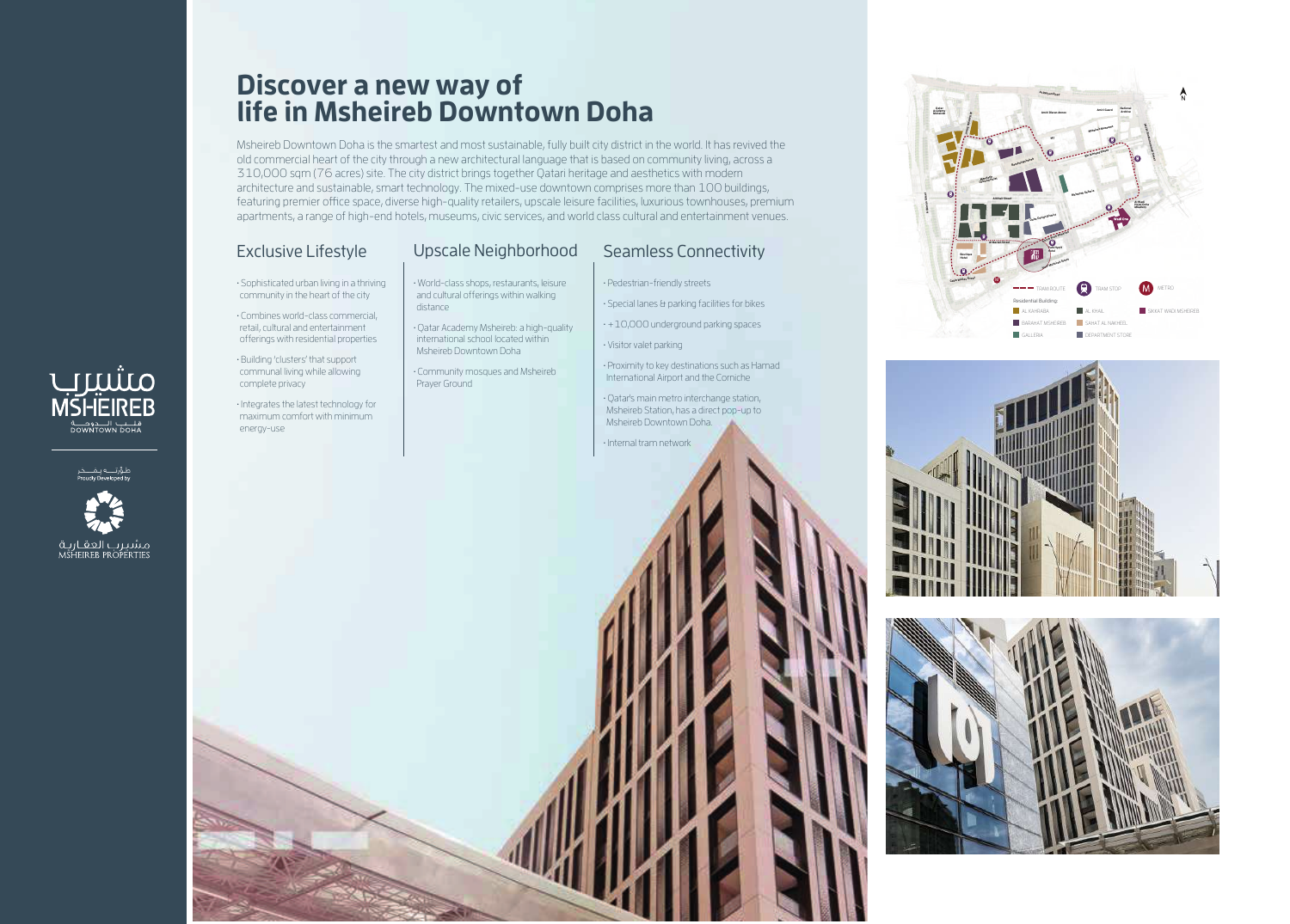# Discover a new way of life in Msheireb Downtown Doha

Msheireb Downtown Doha is the smartest and most sustainable, fully built city district in the world. It has revived the old commercial heart of the city through a new architectural language that is based on community living, across a 310,000 sqm (76 acres) site. The city district brings together Qatari heritage and aesthetics with modern architecture and sustainable, smart technology. The mixed-use downtown comprises more than 100 buildings, featuring premier office space, diverse high-quality retailers, upscale leisure facilities, luxurious townhouses, premium apartments, a range of high-end hotels, museums, civic services, and world class cultural and entertainment venues.

## Exclusive Lifestyle

- Sophisticated urban living in a thriving community in the heart of the city
- Combines world-class commercial, retail, cultural and entertainment offerings with residential properties
- Building 'clusters' that support communal living while allowing complete privacy
- Integrates the latest technology for maximum comfort with minimum energy-use

## Upscale Neighborhood

- World-class shops, restaurants, leisure and cultural offerings within walking distance
- Qatar Academy Msheireb: a high-quality international school located within Msheireb Downtown Doha
- Community mosques and Msheireb Prayer Ground

## Seamless Connectivity

- Pedestrian-friendly streets
- Special lanes & parking facilities for bikes
- +10,000 underground parking spaces
- Visitor valet parking
- Proximity to key destinations such as Hamad International Airport and the Corniche
- Qatar's main metro interchange station, Msheireb Station, has a direct pop-up to Msheireb Downtown Doha.
- Internal tram network

TRAM ROUTE | TRAM STOP | METRO

Residential Building:

- AL KAHRABA
- AL KHAIL
- SIKKAT WADI MSHEIREB
- BARAHAT MSHEIREB
- SAHAT AL NAKHEEL
- GALLERIA
- DEPARTMENT STORE

مشيرب
MSHEIREB
قلب الدوحة
DOWNTOWN DOHA

طوّرت بفخر
Proudly Developed by

مشيرب العقارية
MSHEIREB PROPERTIES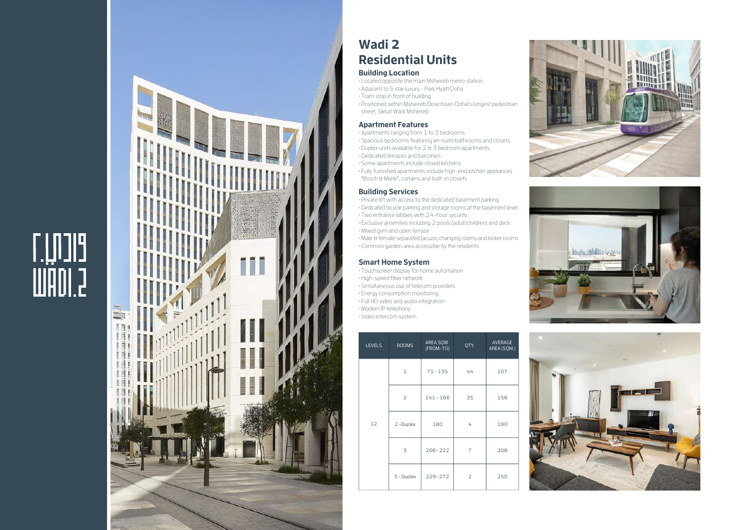وادي.٢
WADI.2

# Wadi 2 Residential Units

## Building Location

- Located opposite the main Msheireb metro station
- Adjacent to 5 star luxury - Park Hyatt Doha
- Tram stop in front of building
- Positioned within Msheireb Downtown Doha's longest pedestrian street; Sikkat Wadi Msheireb

## Apartment Features

- Apartments ranging from 1 to 3 bedrooms
- Spacious bedrooms featuring en-suite bathrooms and closets
- Duplex units available for 2 & 3 bedroom apartments
- Dedicated terraces and balconies
- Some apartments include closed kitchens
- Fully furnished apartments include high-end kitchen appliances "Bosch & Miele", curtains and built-in closets

## Building Services

- Private lift with access to the dedicated basement parking
- Dedicated bicycle parking and storage rooms at the basement level
- Two entrance lobbies with 24-hour security
- Exclusive amenities including 2 pools (adult/children) and deck
- Mixed gym and open terrace
- Male & female separated Jacuzzi, changing rooms and locker rooms
- Common garden area accessible by the residents

## Smart Home System

- Touchscreen display for home automation
- High-speed fiber network
- Simultaneous use of telecom providers
- Energy consumption monitoring
- Full HD video and audio integration
- Modern IP telephony
- Video intercom system

| LEVELS | ROOMS | AREA SQM (FROM-TO) | QTY. | AVERAGE AREA (SQM.) |
|---|---|---|---|---|
| 12 | 1 | 71 - 135 | 44 | 107 |
| | 2 | 141 - 166 | 35 | 158 |
| | 2 -Duplex | 180 | 4 | 180 |
| | 3 | 206- 222 | 7 | 208 |
| | 3 - Duplex | 229- 272 | 2 | 250 |